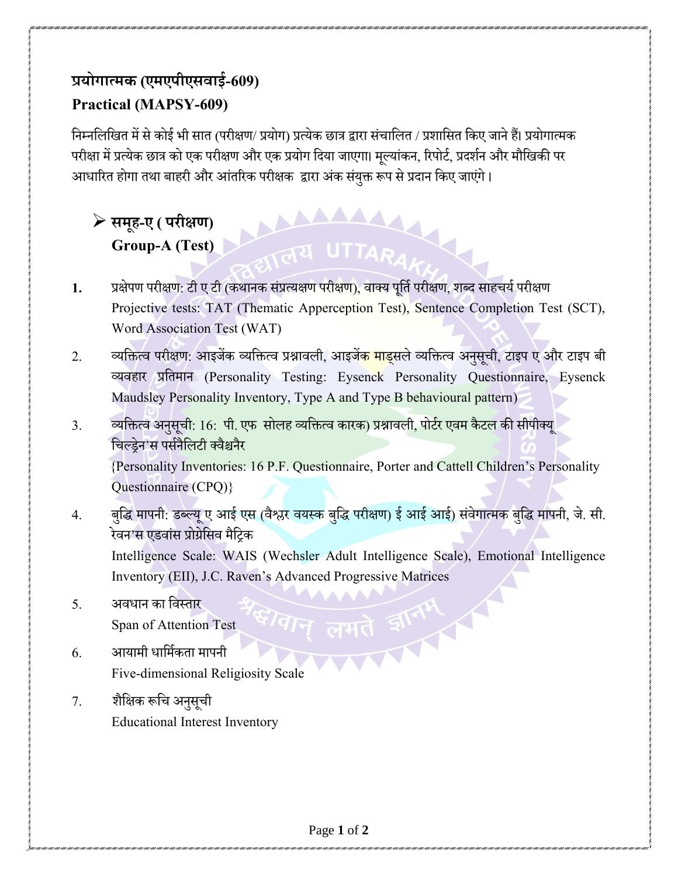## प्रयोगात्मक (एमएपीएसवाई-609)
## Practical (MAPSY-609)

निम्नलिखित में से कोई भी सात (परीक्षण/ प्रयोग) प्रत्येक छात्र द्वारा संचालित / प्रशासित किए जाने हैं। प्रयोगात्मक परीक्षा में प्रत्येक छात्र को एक परीक्षण और एक प्रयोग दिया जाएगा। मूल्यांकन, रिपोर्ट, प्रदर्शन और मौखिकी पर आधारित होगा तथा बाहरी और आंतरिक परीक्षक द्वारा अंक संयुक्त रूप से प्रदान किए जाएंगे।

### ➢ समूह-ए ( परीक्षण)
### Group-A (Test)

1. प्रक्षेपण परीक्षण: टी ए टी (कथानक संप्रत्यक्षण परीक्षण), वाक्य पूर्ति परीक्षण, शब्द साहचर्य परीक्षण
   Projective tests: TAT (Thematic Apperception Test), Sentence Completion Test (SCT), Word Association Test (WAT)
2. व्यक्तित्व परीक्षण: आइजेंक व्यक्तित्व प्रश्नावली, आइजेंक माड्सले व्यक्तित्व अनुसूची, टाइप ए और टाइप बी व्यवहार प्रतिमान (Personality Testing: Eysenck Personality Questionnaire, Eysenck Maudsley Personality Inventory, Type A and Type B behavioural pattern)
3. व्यक्तित्व अनुसूची: 16: पी. एफ सोलह व्यक्तित्व कारक) प्रश्नावली, पोर्टर एवम कैटल की सीपीक्यू चिल्ड्रेन'स पर्सनैलिटी क्वैश्चनैर
   {Personality Inventories: 16 P.F. Questionnaire, Porter and Cattell Children's Personality Questionnaire (CPQ)}
4. बुद्धि मापनी: डब्ल्यू ए आई एस (वैश्लर वयस्क बुद्धि परीक्षण) ई आई आई) संवेगात्मक बुद्धि मापनी, जे. सी. रेवन'स एडवांस प्रोग्रेसिव मैट्रिक
   Intelligence Scale: WAIS (Wechsler Adult Intelligence Scale), Emotional Intelligence Inventory (EII), J.C. Raven's Advanced Progressive Matrices
5. अवधान का विस्तार
   Span of Attention Test
6. आयामी धार्मिकता मापनी
   Five-dimensional Religiosity Scale
7. शैक्षिक रूचि अनुसूची
   Educational Interest Inventory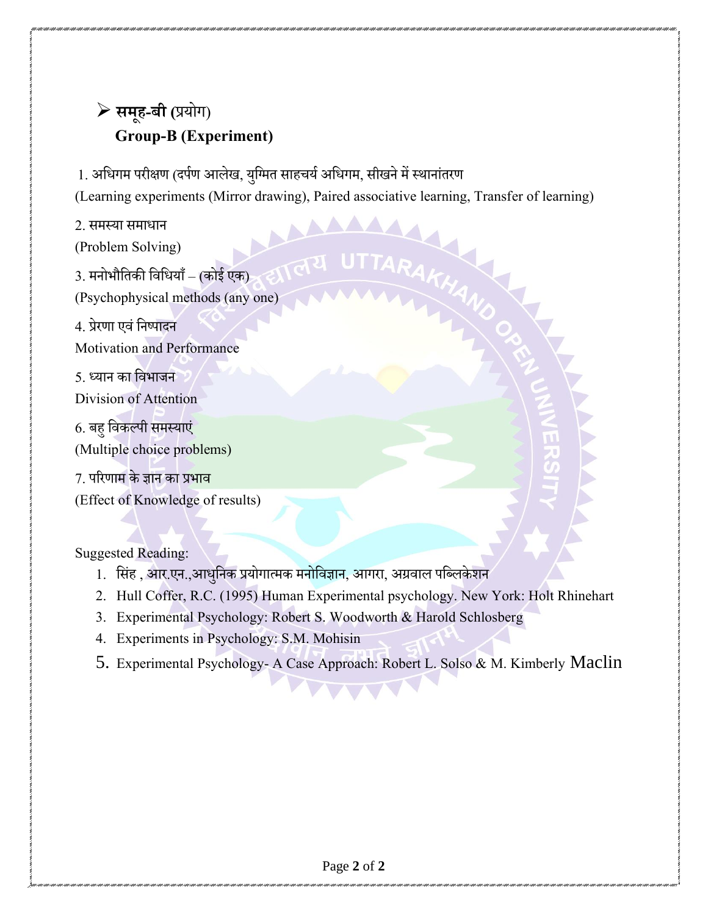## ➢ **समूह-बी** (प्रयोग)
## **Group-B (Experiment)**

1. अधिगम परीक्षण (दर्पण आलेख, युग्मित साहचर्य अधिगम, सीखने में स्थानांतरण
(Learning experiments (Mirror drawing), Paired associative learning, Transfer of learning)

2. समस्या समाधान
(Problem Solving)

3. मनोभौतिकी विधियाँ – (कोई एक)
(Psychophysical methods (any one)

4. प्रेरणा एवं निष्पादन
Motivation and Performance

5. ध्यान का विभाजन
Division of Attention

6. बहु विकल्पी समस्याएं
(Multiple choice problems)

7. परिणाम के ज्ञान का प्रभाव
(Effect of Knowledge of results)

Suggested Reading:

1. सिंह , आर.एन.,आधुनिक प्रयोगात्मक मनोविज्ञान, आगरा, अग्रवाल पब्लिकेशन
2. Hull Coffer, R.C. (1995) Human Experimental psychology. New York: Holt Rhinehart
3. Experimental Psychology: Robert S. Woodworth & Harold Schlosberg
4. Experiments in Psychology: S.M. Mohisin
5. Experimental Psychology- A Case Approach: Robert L. Solso & M. Kimberly Maclin